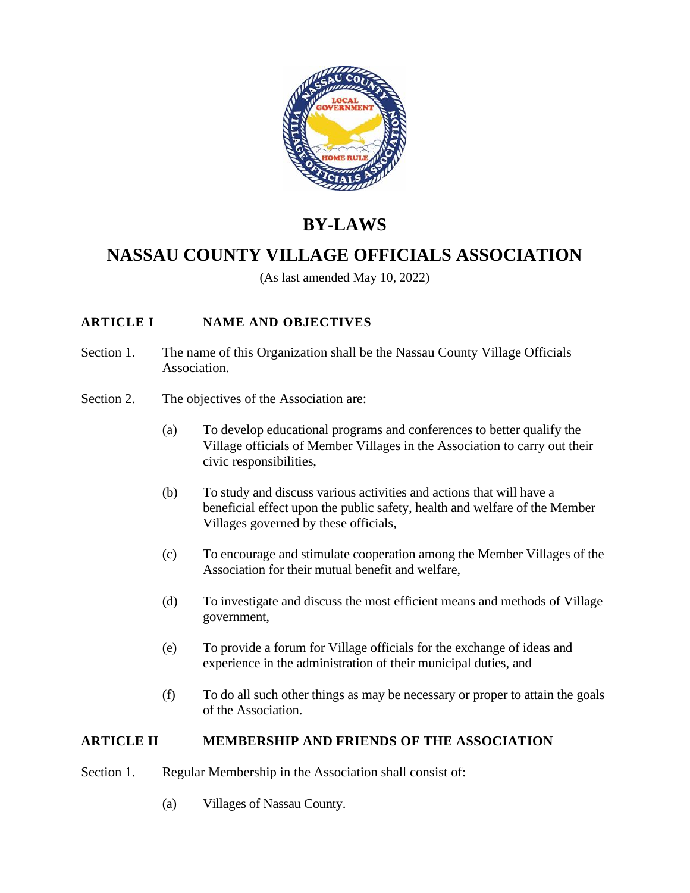# BY-LAWS

# NASSAU COUNTY VILLAGE OFFICIALS ASSOCIATION

(As last amended May 10, 2022)

## ARTICLE I NAME AND OBJECTIVES

Section 1. The name of this Organization shall be the Nassau County Village Officials Association.

Section 2. The objectives of the Association are:

(a) To develop educational programs and conferences to better qualify the Village officials of Member Villages in the Association to carry out their civic responsibilities,

(b) To study and discuss various activities and actions that will have a beneficial effect upon the public safety, health and welfare of the Member Villages governed by these officials,

(c) To encourage and stimulate cooperation among the Member Villages of the Association for their mutual benefit and welfare,

(d) To investigate and discuss the most efficient means and methods of Village government,

(e) To provide a forum for Village officials for the exchange of ideas and experience in the administration of their municipal duties, and

(f) To do all such other things as may be necessary or proper to attain the goals of the Association.

## ARTICLE II MEMBERSHIP AND FRIENDS OF THE ASSOCIATION

Section 1. Regular Membership in the Association shall consist of:

(a) Villages of Nassau County.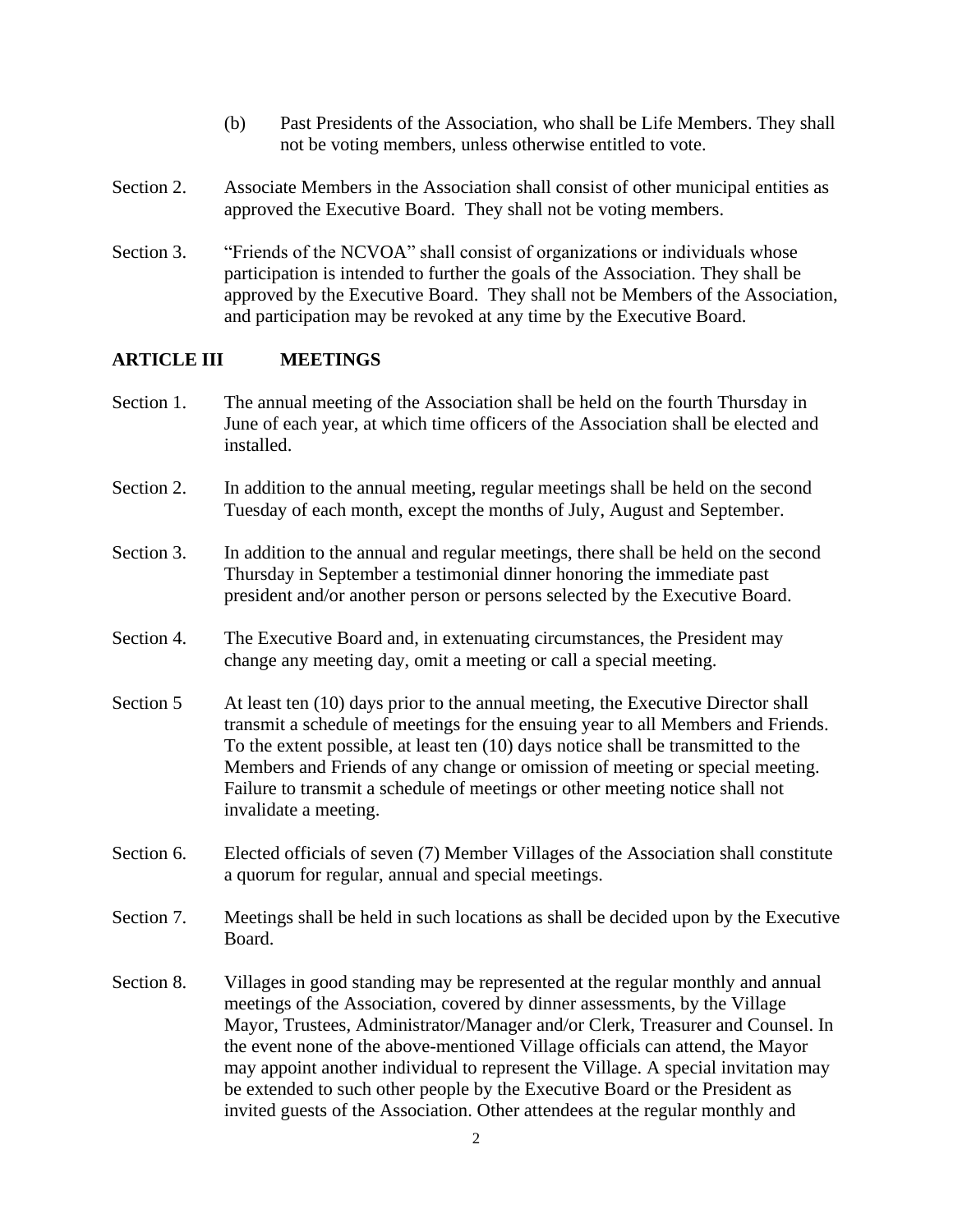(b) Past Presidents of the Association, who shall be Life Members. They shall not be voting members, unless otherwise entitled to vote.

Section 2. Associate Members in the Association shall consist of other municipal entities as approved the Executive Board. They shall not be voting members.

Section 3. "Friends of the NCVOA" shall consist of organizations or individuals whose participation is intended to further the goals of the Association. They shall be approved by the Executive Board. They shall not be Members of the Association, and participation may be revoked at any time by the Executive Board.

## ARTICLE III MEETINGS

Section 1. The annual meeting of the Association shall be held on the fourth Thursday in June of each year, at which time officers of the Association shall be elected and installed.

Section 2. In addition to the annual meeting, regular meetings shall be held on the second Tuesday of each month, except the months of July, August and September.

Section 3. In addition to the annual and regular meetings, there shall be held on the second Thursday in September a testimonial dinner honoring the immediate past president and/or another person or persons selected by the Executive Board.

Section 4. The Executive Board and, in extenuating circumstances, the President may change any meeting day, omit a meeting or call a special meeting.

Section 5 At least ten (10) days prior to the annual meeting, the Executive Director shall transmit a schedule of meetings for the ensuing year to all Members and Friends. To the extent possible, at least ten (10) days notice shall be transmitted to the Members and Friends of any change or omission of meeting or special meeting. Failure to transmit a schedule of meetings or other meeting notice shall not invalidate a meeting.

Section 6. Elected officials of seven (7) Member Villages of the Association shall constitute a quorum for regular, annual and special meetings.

Section 7. Meetings shall be held in such locations as shall be decided upon by the Executive Board.

Section 8. Villages in good standing may be represented at the regular monthly and annual meetings of the Association, covered by dinner assessments, by the Village Mayor, Trustees, Administrator/Manager and/or Clerk, Treasurer and Counsel. In the event none of the above-mentioned Village officials can attend, the Mayor may appoint another individual to represent the Village. A special invitation may be extended to such other people by the Executive Board or the President as invited guests of the Association. Other attendees at the regular monthly and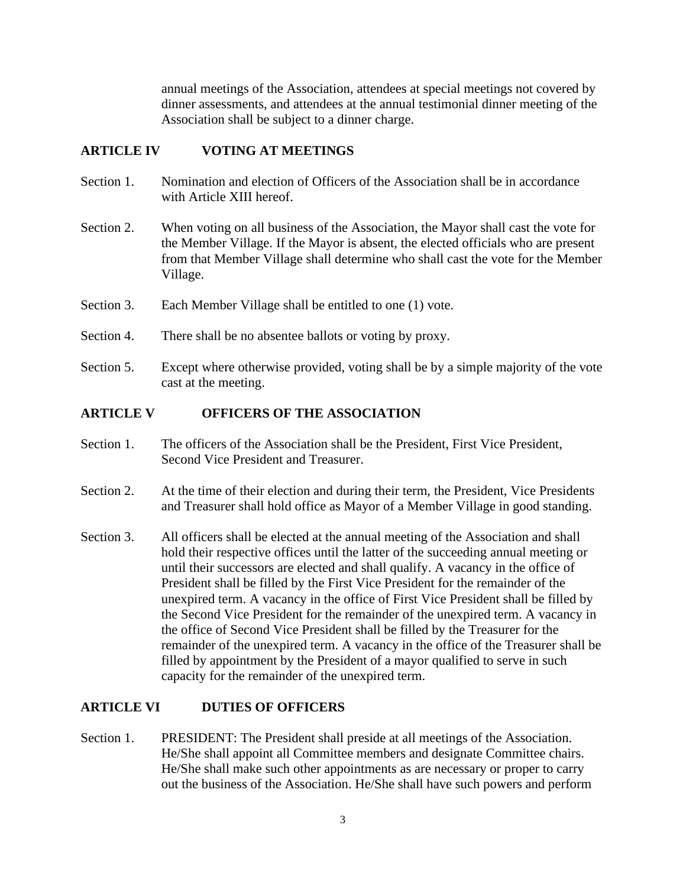annual meetings of the Association, attendees at special meetings not covered by dinner assessments, and attendees at the annual testimonial dinner meeting of the Association shall be subject to a dinner charge.

## ARTICLE IV VOTING AT MEETINGS

Section 1. Nomination and election of Officers of the Association shall be in accordance with Article XIII hereof.

Section 2. When voting on all business of the Association, the Mayor shall cast the vote for the Member Village. If the Mayor is absent, the elected officials who are present from that Member Village shall determine who shall cast the vote for the Member Village.

Section 3. Each Member Village shall be entitled to one (1) vote.

Section 4. There shall be no absentee ballots or voting by proxy.

Section 5. Except where otherwise provided, voting shall be by a simple majority of the vote cast at the meeting.

## ARTICLE V OFFICERS OF THE ASSOCIATION

Section 1. The officers of the Association shall be the President, First Vice President, Second Vice President and Treasurer.

Section 2. At the time of their election and during their term, the President, Vice Presidents and Treasurer shall hold office as Mayor of a Member Village in good standing.

Section 3. All officers shall be elected at the annual meeting of the Association and shall hold their respective offices until the latter of the succeeding annual meeting or until their successors are elected and shall qualify. A vacancy in the office of President shall be filled by the First Vice President for the remainder of the unexpired term. A vacancy in the office of First Vice President shall be filled by the Second Vice President for the remainder of the unexpired term. A vacancy in the office of Second Vice President shall be filled by the Treasurer for the remainder of the unexpired term. A vacancy in the office of the Treasurer shall be filled by appointment by the President of a mayor qualified to serve in such capacity for the remainder of the unexpired term.

## ARTICLE VI DUTIES OF OFFICERS

Section 1. PRESIDENT: The President shall preside at all meetings of the Association. He/She shall appoint all Committee members and designate Committee chairs. He/She shall make such other appointments as are necessary or proper to carry out the business of the Association. He/She shall have such powers and perform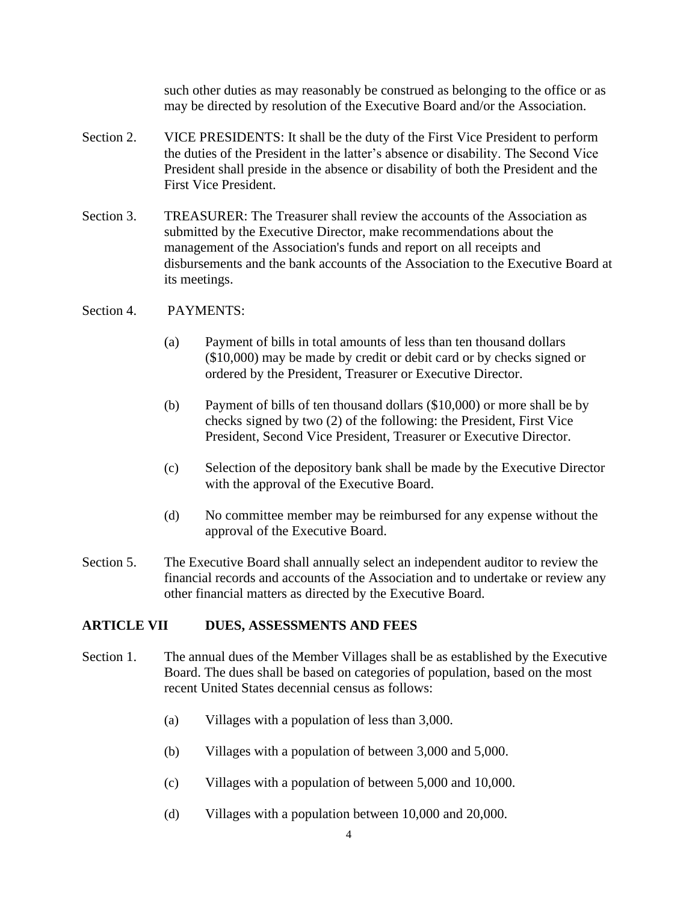such other duties as may reasonably be construed as belonging to the office or as may be directed by resolution of the Executive Board and/or the Association.

Section 2. VICE PRESIDENTS: It shall be the duty of the First Vice President to perform the duties of the President in the latter's absence or disability. The Second Vice President shall preside in the absence or disability of both the President and the First Vice President.

Section 3. TREASURER: The Treasurer shall review the accounts of the Association as submitted by the Executive Director, make recommendations about the management of the Association's funds and report on all receipts and disbursements and the bank accounts of the Association to the Executive Board at its meetings.

Section 4. PAYMENTS:

(a) Payment of bills in total amounts of less than ten thousand dollars ($10,000) may be made by credit or debit card or by checks signed or ordered by the President, Treasurer or Executive Director.

(b) Payment of bills of ten thousand dollars ($10,000) or more shall be by checks signed by two (2) of the following: the President, First Vice President, Second Vice President, Treasurer or Executive Director.

(c) Selection of the depository bank shall be made by the Executive Director with the approval of the Executive Board.

(d) No committee member may be reimbursed for any expense without the approval of the Executive Board.

Section 5. The Executive Board shall annually select an independent auditor to review the financial records and accounts of the Association and to undertake or review any other financial matters as directed by the Executive Board.

## ARTICLE VII DUES, ASSESSMENTS AND FEES

Section 1. The annual dues of the Member Villages shall be as established by the Executive Board. The dues shall be based on categories of population, based on the most recent United States decennial census as follows:

(a) Villages with a population of less than 3,000.

(b) Villages with a population of between 3,000 and 5,000.

(c) Villages with a population of between 5,000 and 10,000.

(d) Villages with a population between 10,000 and 20,000.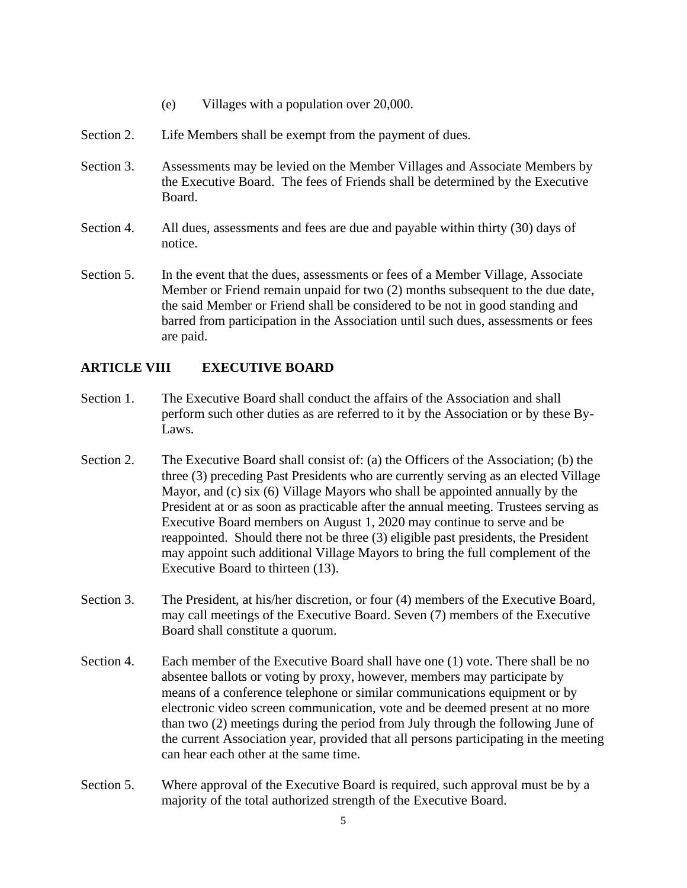(e) Villages with a population over 20,000.

Section 2. Life Members shall be exempt from the payment of dues.

Section 3. Assessments may be levied on the Member Villages and Associate Members by the Executive Board. The fees of Friends shall be determined by the Executive Board.

Section 4. All dues, assessments and fees are due and payable within thirty (30) days of notice.

Section 5. In the event that the dues, assessments or fees of a Member Village, Associate Member or Friend remain unpaid for two (2) months subsequent to the due date, the said Member or Friend shall be considered to be not in good standing and barred from participation in the Association until such dues, assessments or fees are paid.

## ARTICLE VIII EXECUTIVE BOARD

Section 1. The Executive Board shall conduct the affairs of the Association and shall perform such other duties as are referred to it by the Association or by these By-Laws.

Section 2. The Executive Board shall consist of: (a) the Officers of the Association; (b) the three (3) preceding Past Presidents who are currently serving as an elected Village Mayor, and (c) six (6) Village Mayors who shall be appointed annually by the President at or as soon as practicable after the annual meeting. Trustees serving as Executive Board members on August 1, 2020 may continue to serve and be reappointed. Should there not be three (3) eligible past presidents, the President may appoint such additional Village Mayors to bring the full complement of the Executive Board to thirteen (13).

Section 3. The President, at his/her discretion, or four (4) members of the Executive Board, may call meetings of the Executive Board. Seven (7) members of the Executive Board shall constitute a quorum.

Section 4. Each member of the Executive Board shall have one (1) vote. There shall be no absentee ballots or voting by proxy, however, members may participate by means of a conference telephone or similar communications equipment or by electronic video screen communication, vote and be deemed present at no more than two (2) meetings during the period from July through the following June of the current Association year, provided that all persons participating in the meeting can hear each other at the same time.

Section 5. Where approval of the Executive Board is required, such approval must be by a majority of the total authorized strength of the Executive Board.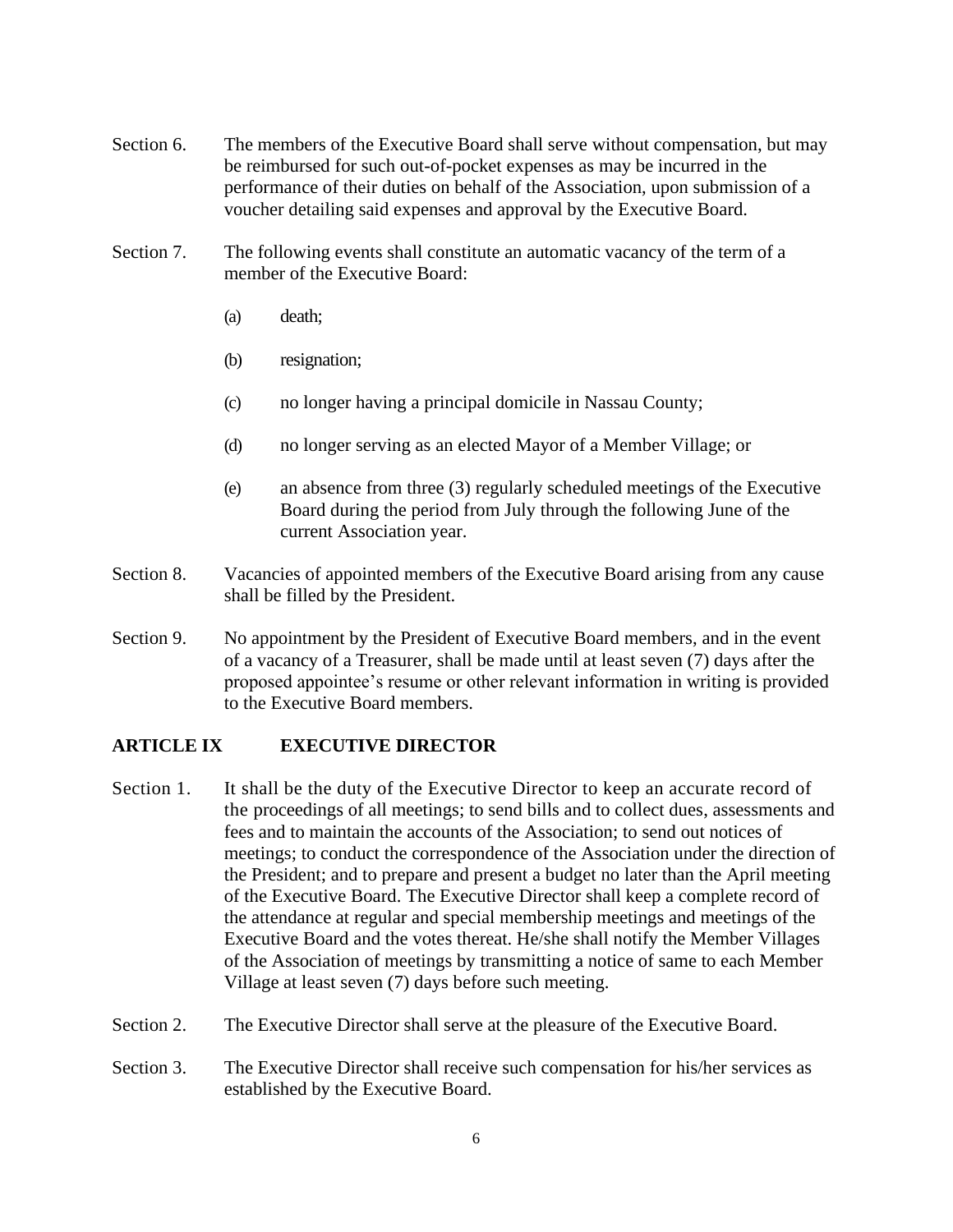Section 6. The members of the Executive Board shall serve without compensation, but may be reimbursed for such out-of-pocket expenses as may be incurred in the performance of their duties on behalf of the Association, upon submission of a voucher detailing said expenses and approval by the Executive Board.

Section 7. The following events shall constitute an automatic vacancy of the term of a member of the Executive Board:

(a) death;

(b) resignation;

(c) no longer having a principal domicile in Nassau County;

(d) no longer serving as an elected Mayor of a Member Village; or

(e) an absence from three (3) regularly scheduled meetings of the Executive Board during the period from July through the following June of the current Association year.

Section 8. Vacancies of appointed members of the Executive Board arising from any cause shall be filled by the President.

Section 9. No appointment by the President of Executive Board members, and in the event of a vacancy of a Treasurer, shall be made until at least seven (7) days after the proposed appointee's resume or other relevant information in writing is provided to the Executive Board members.

## ARTICLE IX EXECUTIVE DIRECTOR

Section 1. It shall be the duty of the Executive Director to keep an accurate record of the proceedings of all meetings; to send bills and to collect dues, assessments and fees and to maintain the accounts of the Association; to send out notices of meetings; to conduct the correspondence of the Association under the direction of the President; and to prepare and present a budget no later than the April meeting of the Executive Board. The Executive Director shall keep a complete record of the attendance at regular and special membership meetings and meetings of the Executive Board and the votes thereat. He/she shall notify the Member Villages of the Association of meetings by transmitting a notice of same to each Member Village at least seven (7) days before such meeting.

Section 2. The Executive Director shall serve at the pleasure of the Executive Board.

Section 3. The Executive Director shall receive such compensation for his/her services as established by the Executive Board.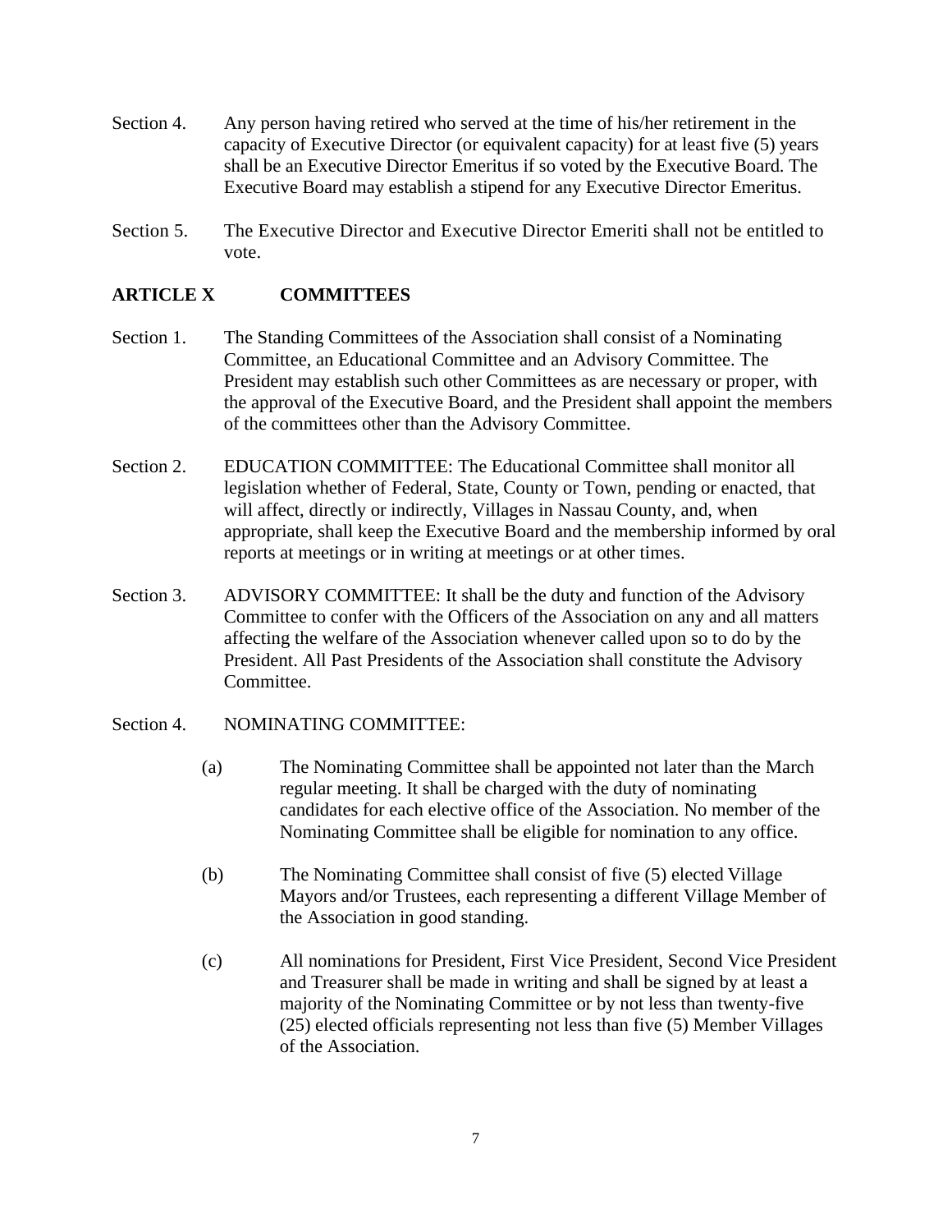Section 4. Any person having retired who served at the time of his/her retirement in the capacity of Executive Director (or equivalent capacity) for at least five (5) years shall be an Executive Director Emeritus if so voted by the Executive Board. The Executive Board may establish a stipend for any Executive Director Emeritus.

Section 5. The Executive Director and Executive Director Emeriti shall not be entitled to vote.

## ARTICLE X COMMITTEES

Section 1. The Standing Committees of the Association shall consist of a Nominating Committee, an Educational Committee and an Advisory Committee. The President may establish such other Committees as are necessary or proper, with the approval of the Executive Board, and the President shall appoint the members of the committees other than the Advisory Committee.

Section 2. EDUCATION COMMITTEE: The Educational Committee shall monitor all legislation whether of Federal, State, County or Town, pending or enacted, that will affect, directly or indirectly, Villages in Nassau County, and, when appropriate, shall keep the Executive Board and the membership informed by oral reports at meetings or in writing at meetings or at other times.

Section 3. ADVISORY COMMITTEE: It shall be the duty and function of the Advisory Committee to confer with the Officers of the Association on any and all matters affecting the welfare of the Association whenever called upon so to do by the President. All Past Presidents of the Association shall constitute the Advisory Committee.

Section 4. NOMINATING COMMITTEE:

(a) The Nominating Committee shall be appointed not later than the March regular meeting. It shall be charged with the duty of nominating candidates for each elective office of the Association. No member of the Nominating Committee shall be eligible for nomination to any office.

(b) The Nominating Committee shall consist of five (5) elected Village Mayors and/or Trustees, each representing a different Village Member of the Association in good standing.

(c) All nominations for President, First Vice President, Second Vice President and Treasurer shall be made in writing and shall be signed by at least a majority of the Nominating Committee or by not less than twenty-five (25) elected officials representing not less than five (5) Member Villages of the Association.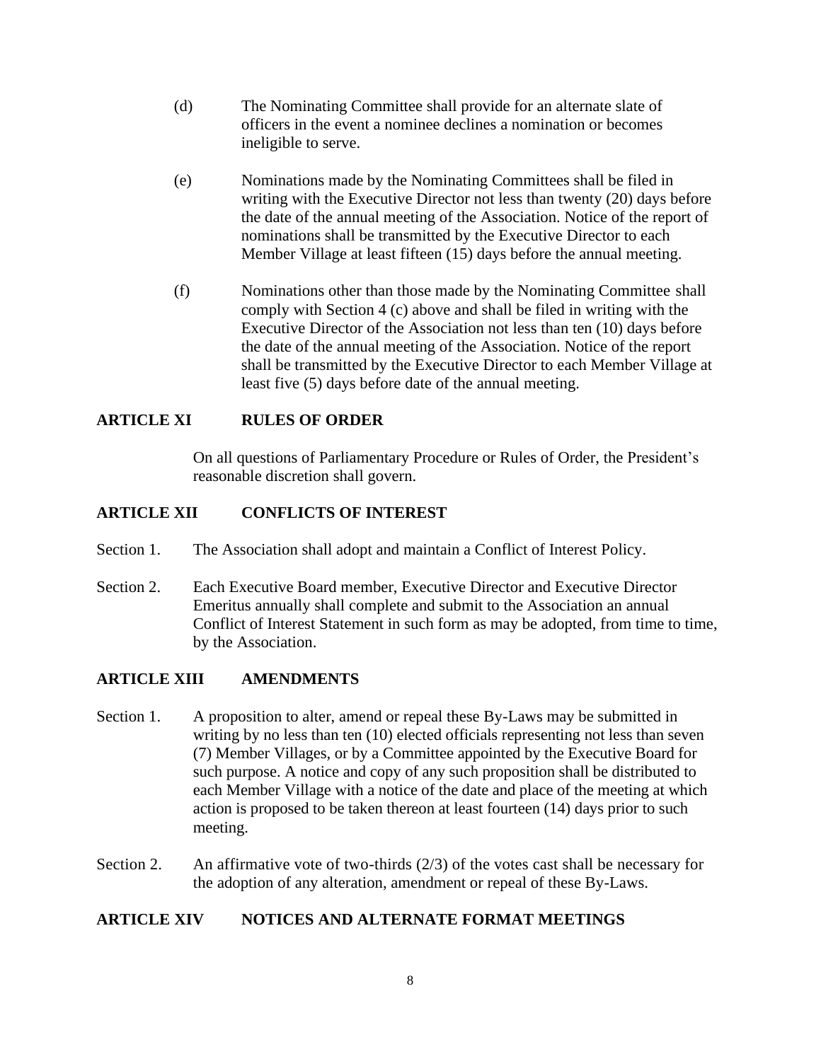(d) The Nominating Committee shall provide for an alternate slate of officers in the event a nominee declines a nomination or becomes ineligible to serve.

(e) Nominations made by the Nominating Committees shall be filed in writing with the Executive Director not less than twenty (20) days before the date of the annual meeting of the Association. Notice of the report of nominations shall be transmitted by the Executive Director to each Member Village at least fifteen (15) days before the annual meeting.

(f) Nominations other than those made by the Nominating Committee shall comply with Section 4 (c) above and shall be filed in writing with the Executive Director of the Association not less than ten (10) days before the date of the annual meeting of the Association. Notice of the report shall be transmitted by the Executive Director to each Member Village at least five (5) days before date of the annual meeting.

## ARTICLE XI RULES OF ORDER

On all questions of Parliamentary Procedure or Rules of Order, the President's reasonable discretion shall govern.

## ARTICLE XII CONFLICTS OF INTEREST

Section 1. The Association shall adopt and maintain a Conflict of Interest Policy.

Section 2. Each Executive Board member, Executive Director and Executive Director Emeritus annually shall complete and submit to the Association an annual Conflict of Interest Statement in such form as may be adopted, from time to time, by the Association.

## ARTICLE XIII AMENDMENTS

Section 1. A proposition to alter, amend or repeal these By-Laws may be submitted in writing by no less than ten (10) elected officials representing not less than seven (7) Member Villages, or by a Committee appointed by the Executive Board for such purpose. A notice and copy of any such proposition shall be distributed to each Member Village with a notice of the date and place of the meeting at which action is proposed to be taken thereon at least fourteen (14) days prior to such meeting.

Section 2. An affirmative vote of two-thirds (2/3) of the votes cast shall be necessary for the adoption of any alteration, amendment or repeal of these By-Laws.

## ARTICLE XIV NOTICES AND ALTERNATE FORMAT MEETINGS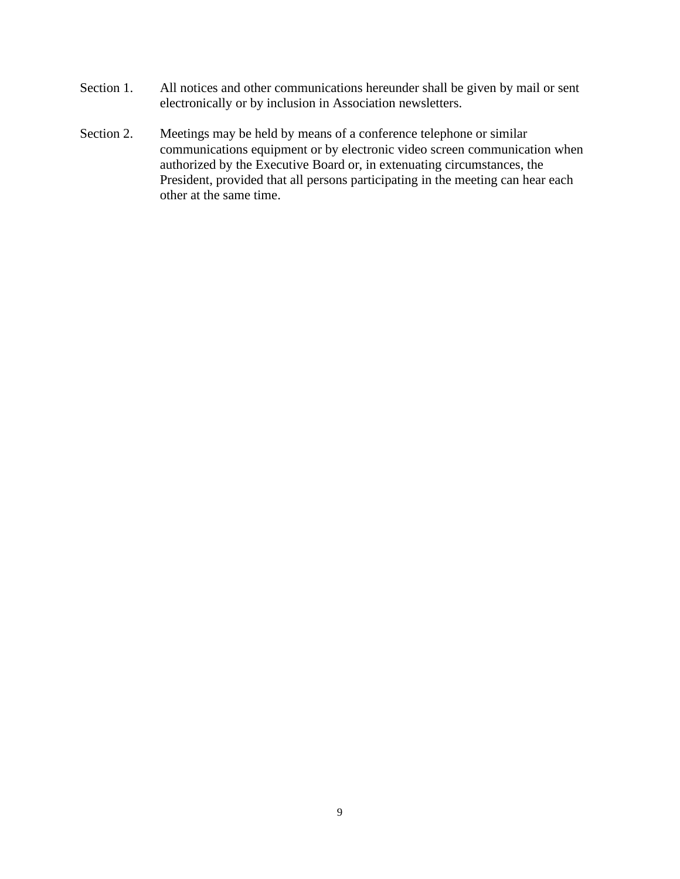Section 1. All notices and other communications hereunder shall be given by mail or sent electronically or by inclusion in Association newsletters.

Section 2. Meetings may be held by means of a conference telephone or similar communications equipment or by electronic video screen communication when authorized by the Executive Board or, in extenuating circumstances, the President, provided that all persons participating in the meeting can hear each other at the same time.